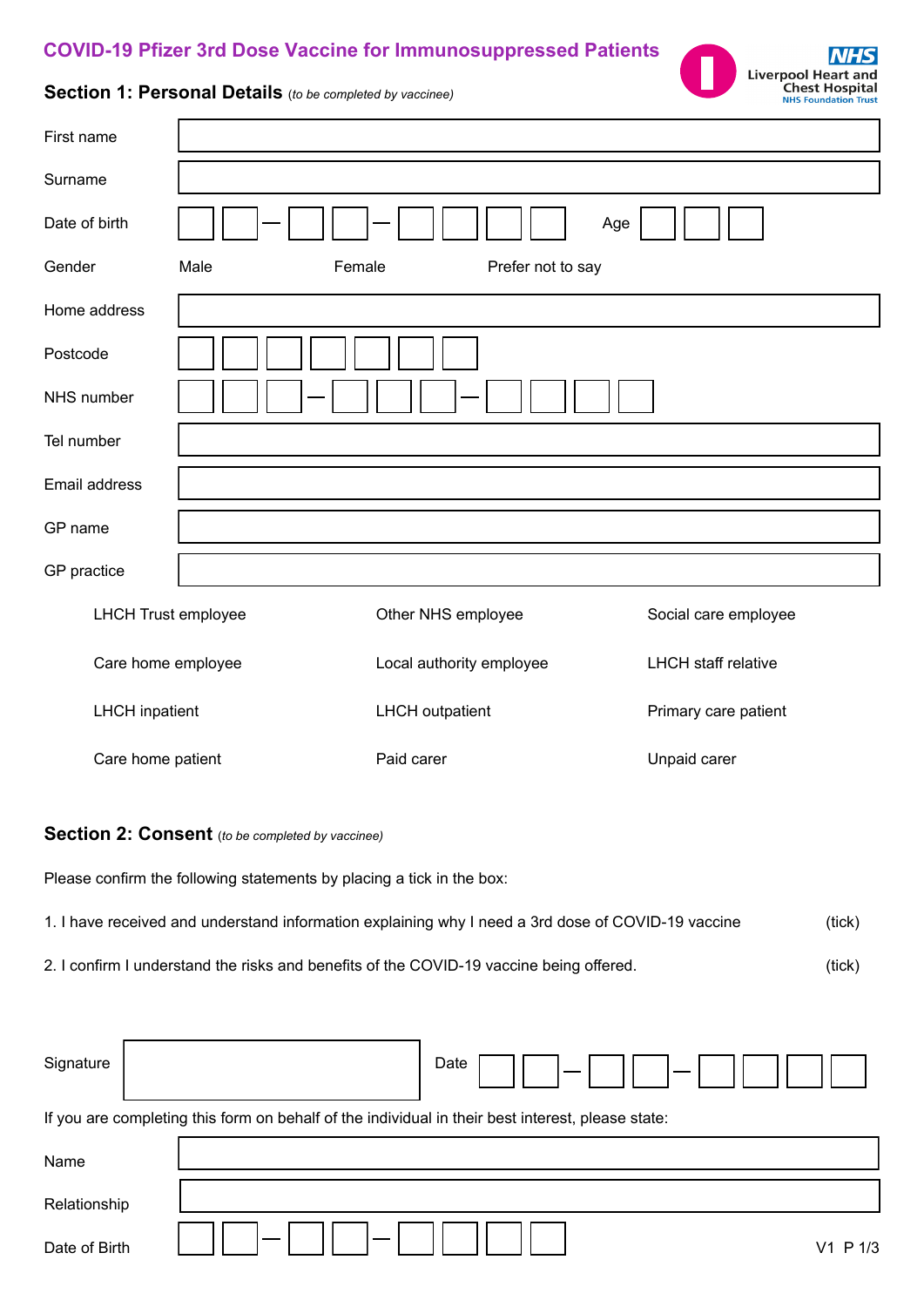# COVID-19 Pfizer 3rd Dose Vaccine for Immunosuppressed Patients

NHS Liverpool Heart and Chest Hospital NHS Foundation Trust

## Section 1: Personal Details *(to be completed by vaccinee)*

| | |
|---|---|
| First name | |
| Surname | |
| Date of birth | __ __ – __ __ – __ __ __ __ Age __ __ __ |
| Gender | Male Female Prefer not to say |
| Home address | |
| Postcode | |
| NHS number | __ __ __ – __ __ __ – __ __ __ __ |
| Tel number | |
| Email address | |
| GP name | |
| GP practice | |

| | | |
|---|---|---|
| LHCH Trust employee | Other NHS employee | Social care employee |
| Care home employee | Local authority employee | LHCH staff relative |
| LHCH inpatient | LHCH outpatient | Primary care patient |
| Care home patient | Paid carer | Unpaid carer |

## Section 2: Consent *(to be completed by vaccinee)*

Please confirm the following statements by placing a tick in the box:

1. I have received and understand information explaining why I need a 3rd dose of COVID-19 vaccine (tick)
2. I confirm I understand the risks and benefits of the COVID-19 vaccine being offered. (tick)

Signature ______________ Date __ __ – __ __ – __ __ __ __

If you are completing this form on behalf of the individual in their best interest, please state:

| | |
|---|---|
| Name | |
| Relationship | |
| Date of Birth | __ __ – __ __ – __ __ __ __ |

V1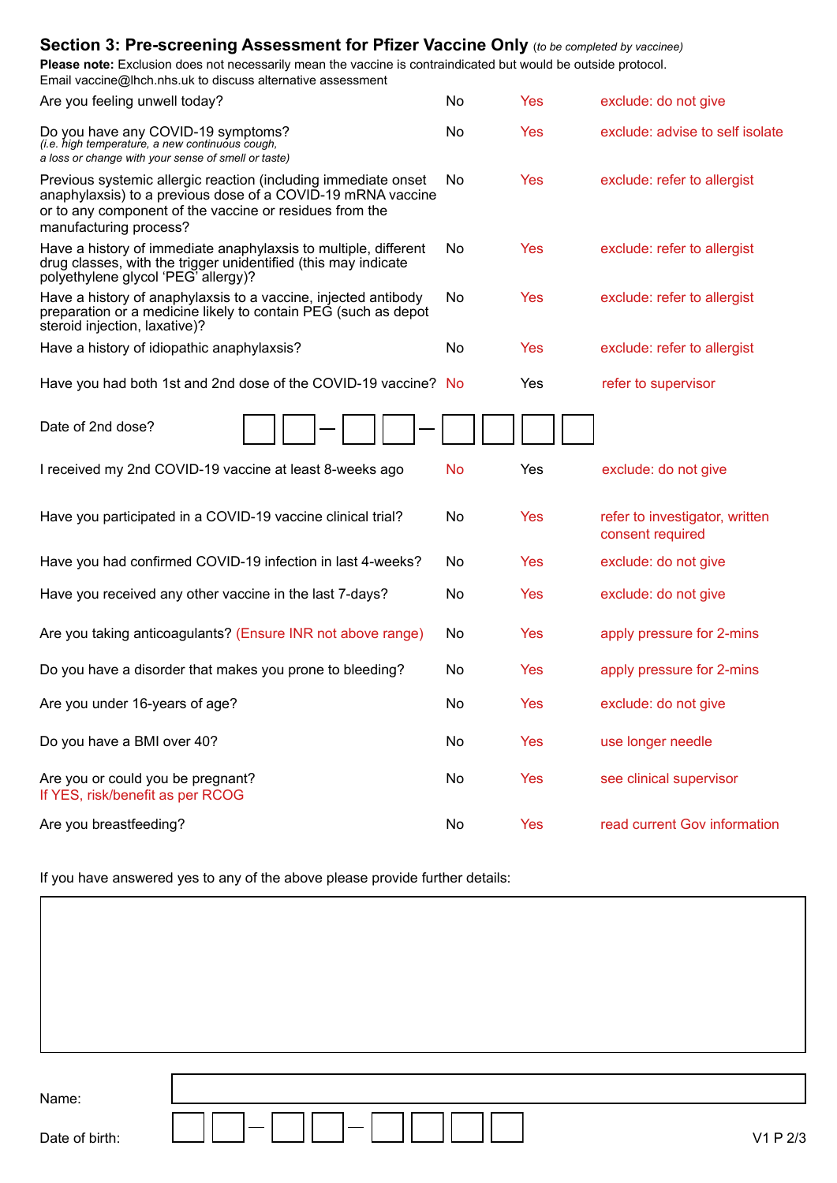## Section 3: Pre-screening Assessment for Pfizer Vaccine Only *(to be completed by vaccinee)*

**Please note:** Exclusion does not necessarily mean the vaccine is contraindicated but would be outside protocol.
Email vaccine@lhch.nhs.uk to discuss alternative assessment

| Question | | | |
|---|---|---|---|
| Are you feeling unwell today? | No | Yes | exclude: do not give |
| Do you have any COVID-19 symptoms? *(i.e. high temperature, a new continuous cough, a loss or change with your sense of smell or taste)* | No | Yes | exclude: advise to self isolate |
| Previous systemic allergic reaction (including immediate onset anaphylaxsis) to a previous dose of a COVID-19 mRNA vaccine or to any component of the vaccine or residues from the manufacturing process? | No | Yes | exclude: refer to allergist |
| Have a history of immediate anaphylaxsis to multiple, different drug classes, with the trigger unidentified (this may indicate polyethylene glycol 'PEG' allergy)? | No | Yes | exclude: refer to allergist |
| Have a history of anaphylaxsis to a vaccine, injected antibody preparation or a medicine likely to contain PEG (such as depot steroid injection, laxative)? | No | Yes | exclude: refer to allergist |
| Have a history of idiopathic anaphylaxsis? | No | Yes | exclude: refer to allergist |
| Have you had both 1st and 2nd dose of the COVID-19 vaccine? | No | Yes | refer to supervisor |
| Date of 2nd dose? | ☐☐ – ☐☐ – ☐☐☐☐ | | |
| I received my 2nd COVID-19 vaccine at least 8-weeks ago | No | Yes | exclude: do not give |
| Have you participated in a COVID-19 vaccine clinical trial? | No | Yes | refer to investigator, written consent required |
| Have you had confirmed COVID-19 infection in last 4-weeks? | No | Yes | exclude: do not give |
| Have you received any other vaccine in the last 7-days? | No | Yes | exclude: do not give |
| Are you taking anticoagulants? (Ensure INR not above range) | No | Yes | apply pressure for 2-mins |
| Do you have a disorder that makes you prone to bleeding? | No | Yes | apply pressure for 2-mins |
| Are you under 16-years of age? | No | Yes | exclude: do not give |
| Do you have a BMI over 40? | No | Yes | use longer needle |
| Are you or could you be pregnant? If YES, risk/benefit as per RCOG | No | Yes | see clinical supervisor |
| Are you breastfeeding? | No | Yes | read current Gov information |

If you have answered yes to any of the above please provide further details:

Name:

Date of birth: ☐☐ – ☐☐ – ☐☐☐☐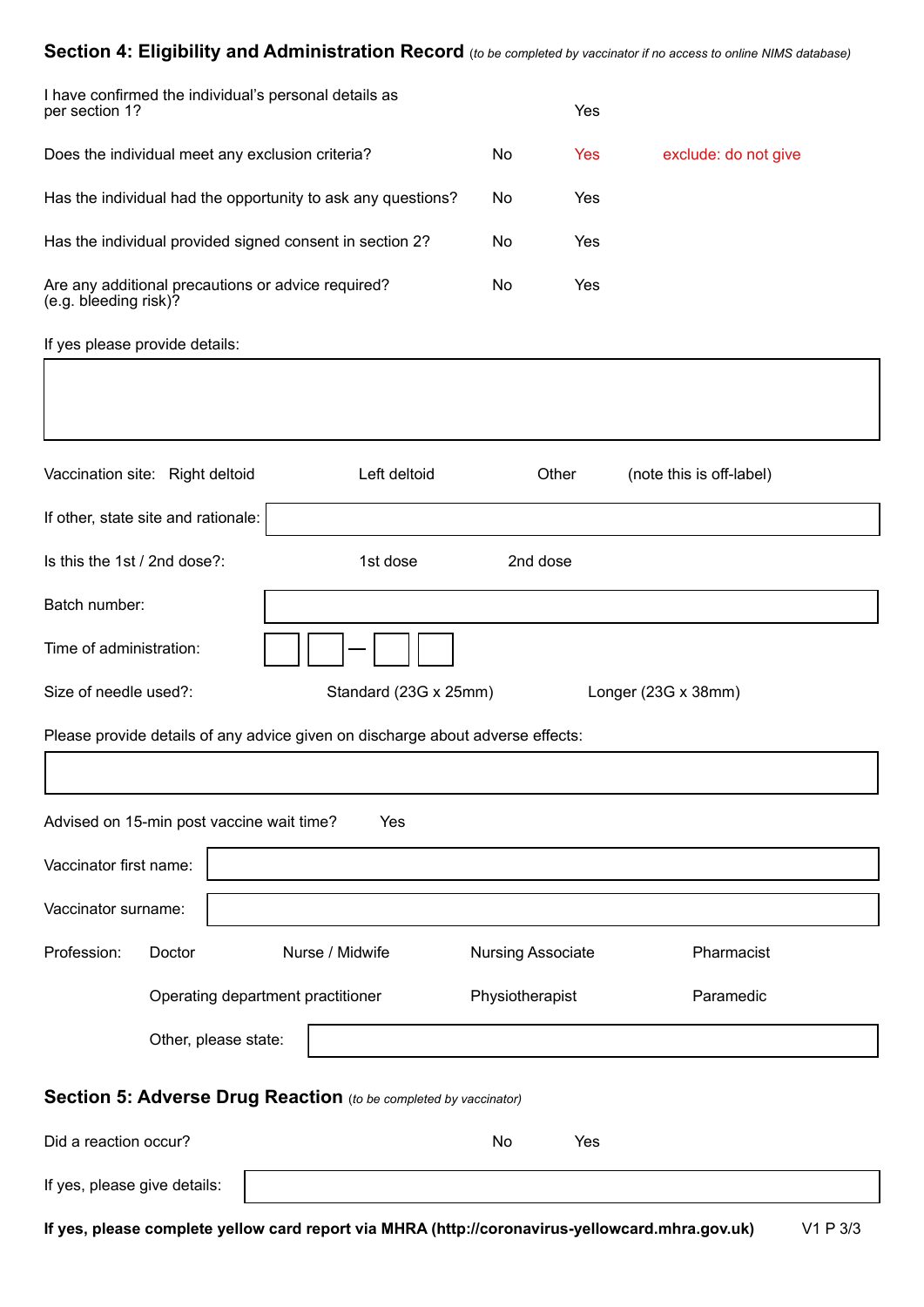## Section 4: Eligibility and Administration Record *(to be completed by vaccinator if no access to online NIMS database)*

| | | | |
|---|---|---|---|
| I have confirmed the individual's personal details as per section 1? | | Yes | |
| Does the individual meet any exclusion criteria? | No | Yes | exclude: do not give |
| Has the individual had the opportunity to ask any questions? | No | Yes | |
| Has the individual provided signed consent in section 2? | No | Yes | |
| Are any additional precautions or advice required? (e.g. bleeding risk)? | No | Yes | |

If yes please provide details:

Vaccination site: Right deltoid Left deltoid Other (note this is off-label)

If other, state site and rationale:

Is this the 1st / 2nd dose?: 1st dose 2nd dose

Batch number:

Time of administration: __ __ – __ __

Size of needle used?: Standard (23G x 25mm) Longer (23G x 38mm)

Please provide details of any advice given on discharge about adverse effects:

Advised on 15-min post vaccine wait time? Yes

Vaccinator first name:

Vaccinator surname:

Profession: Doctor Nurse / Midwife Nursing Associate Pharmacist

Operating department practitioner Physiotherapist Paramedic

Other, please state:

## Section 5: Adverse Drug Reaction *(to be completed by vaccinator)*

Did a reaction occur? No Yes

If yes, please give details:

**If yes, please complete yellow card report via MHRA (http://coronavirus-yellowcard.mhra.gov.uk)**

V1 P 3/3